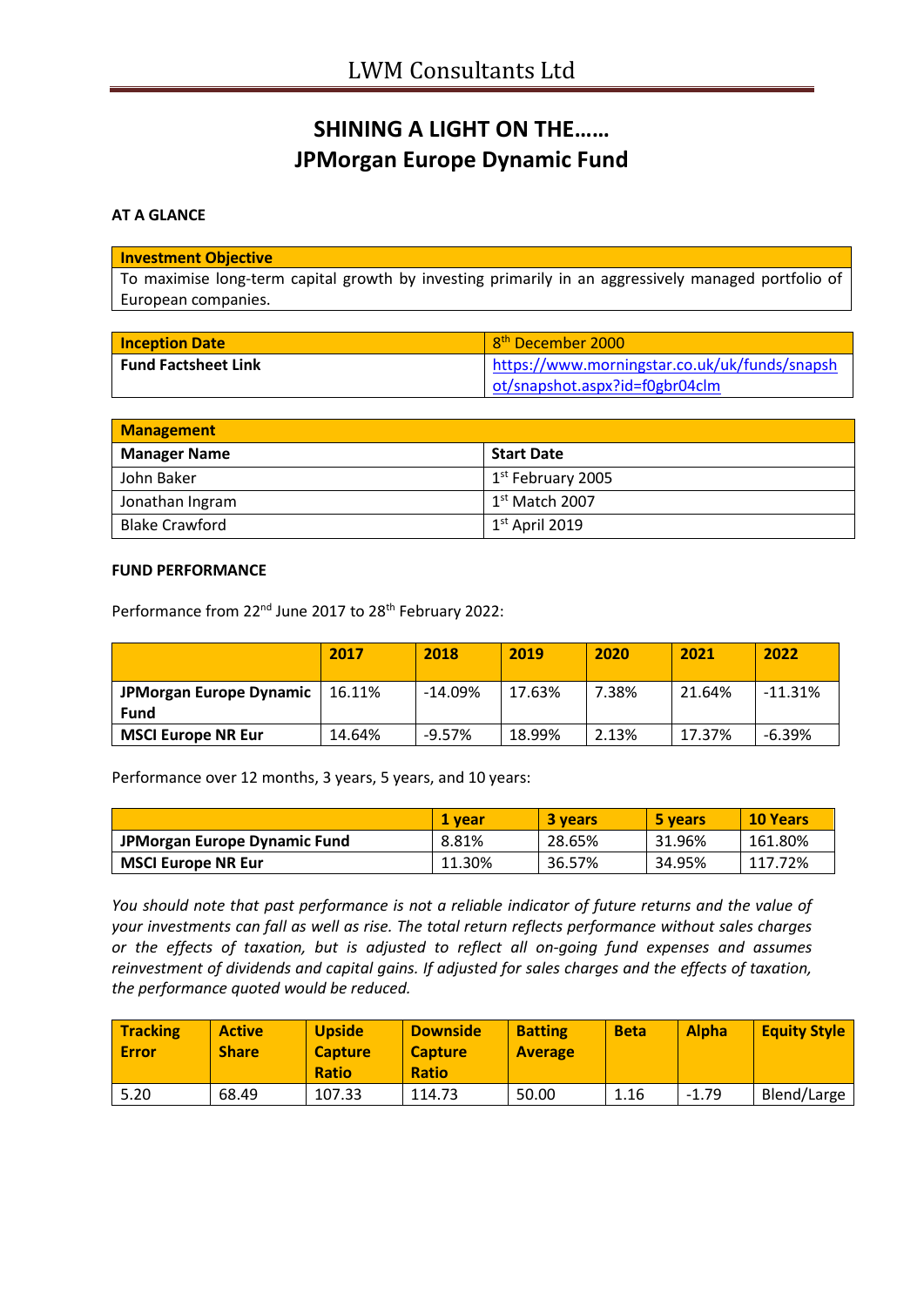# LWM Consultants Ltd

## SHINING A LIGHT ON THE……
## JPMorgan Europe Dynamic Fund

**AT A GLANCE**

| Investment Objective |
|---|
| To maximise long-term capital growth by investing primarily in an aggressively managed portfolio of European companies. |

| Inception Date | 8th December 2000 |
|---|---|
| **Fund Factsheet Link** | https://www.morningstar.co.uk/uk/funds/snapshot/snapshot.aspx?id=f0gbr04clm |

| Management | |
|---|---|
| **Manager Name** | **Start Date** |
| John Baker | 1st February 2005 |
| Jonathan Ingram | 1st Match 2007 |
| Blake Crawford | 1st April 2019 |

**FUND PERFORMANCE**

Performance from 22nd June 2017 to 28th February 2022:

| | 2017 | 2018 | 2019 | 2020 | 2021 | 2022 |
|---|---|---|---|---|---|---|
| **JPMorgan Europe Dynamic Fund** | 16.11% | -14.09% | 17.63% | 7.38% | 21.64% | -11.31% |
| **MSCI Europe NR Eur** | 14.64% | -9.57% | 18.99% | 2.13% | 17.37% | -6.39% |

Performance over 12 months, 3 years, 5 years, and 10 years:

| | 1 year | 3 years | 5 years | 10 Years |
|---|---|---|---|---|
| **JPMorgan Europe Dynamic Fund** | 8.81% | 28.65% | 31.96% | 161.80% |
| **MSCI Europe NR Eur** | 11.30% | 36.57% | 34.95% | 117.72% |

*You should note that past performance is not a reliable indicator of future returns and the value of your investments can fall as well as rise. The total return reflects performance without sales charges or the effects of taxation, but is adjusted to reflect all on-going fund expenses and assumes reinvestment of dividends and capital gains. If adjusted for sales charges and the effects of taxation, the performance quoted would be reduced.*

| Tracking Error | Active Share | Upside Capture Ratio | Downside Capture Ratio | Batting Average | Beta | Alpha | Equity Style |
|---|---|---|---|---|---|---|---|
| 5.20 | 68.49 | 107.33 | 114.73 | 50.00 | 1.16 | -1.79 | Blend/Large |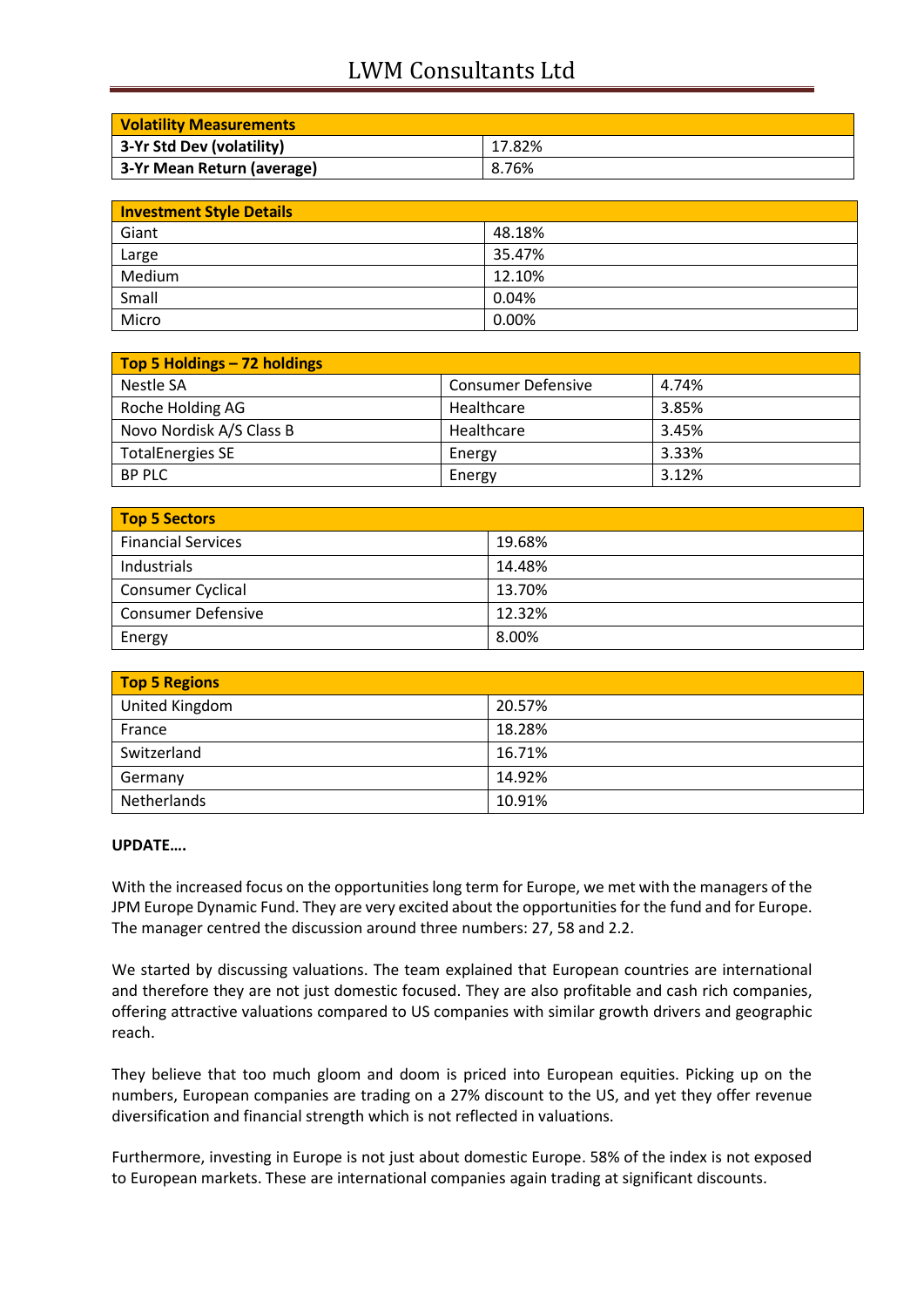| Volatility Measurements | |
|---|---|
| 3-Yr Std Dev (volatility) | 17.82% |
| 3-Yr Mean Return (average) | 8.76% |

| Investment Style Details | |
|---|---|
| Giant | 48.18% |
| Large | 35.47% |
| Medium | 12.10% |
| Small | 0.04% |
| Micro | 0.00% |

| Top 5 Holdings – 72 holdings | | |
|---|---|---|
| Nestle SA | Consumer Defensive | 4.74% |
| Roche Holding AG | Healthcare | 3.85% |
| Novo Nordisk A/S Class B | Healthcare | 3.45% |
| TotalEnergies SE | Energy | 3.33% |
| BP PLC | Energy | 3.12% |

| Top 5 Sectors | |
|---|---|
| Financial Services | 19.68% |
| Industrials | 14.48% |
| Consumer Cyclical | 13.70% |
| Consumer Defensive | 12.32% |
| Energy | 8.00% |

| Top 5 Regions | |
|---|---|
| United Kingdom | 20.57% |
| France | 18.28% |
| Switzerland | 16.71% |
| Germany | 14.92% |
| Netherlands | 10.91% |

**UPDATE….**

With the increased focus on the opportunities long term for Europe, we met with the managers of the JPM Europe Dynamic Fund. They are very excited about the opportunities for the fund and for Europe. The manager centred the discussion around three numbers: 27, 58 and 2.2.

We started by discussing valuations. The team explained that European countries are international and therefore they are not just domestic focused. They are also profitable and cash rich companies, offering attractive valuations compared to US companies with similar growth drivers and geographic reach.

They believe that too much gloom and doom is priced into European equities. Picking up on the numbers, European companies are trading on a 27% discount to the US, and yet they offer revenue diversification and financial strength which is not reflected in valuations.

Furthermore, investing in Europe is not just about domestic Europe. 58% of the index is not exposed to European markets. These are international companies again trading at significant discounts.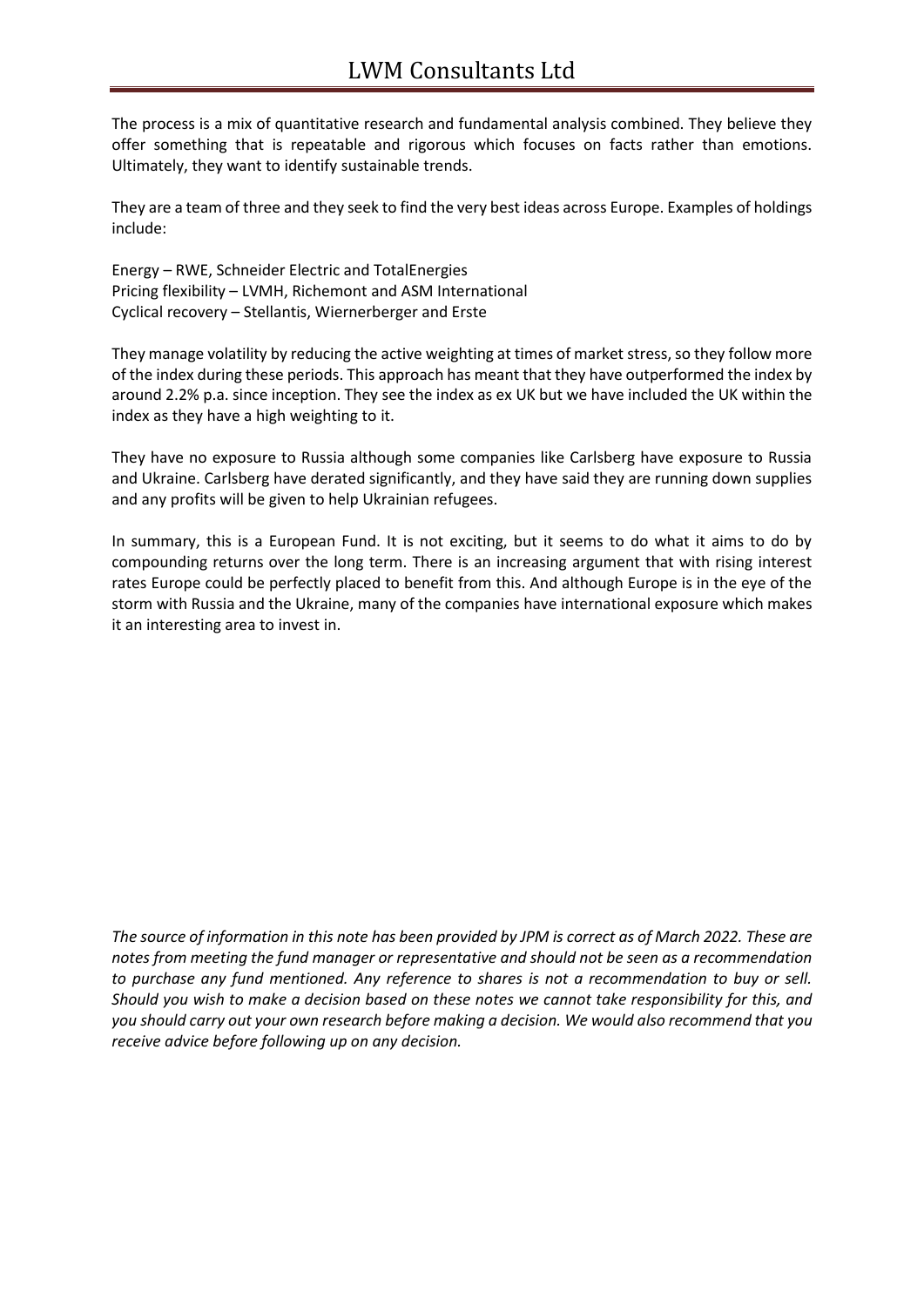The process is a mix of quantitative research and fundamental analysis combined. They believe they offer something that is repeatable and rigorous which focuses on facts rather than emotions. Ultimately, they want to identify sustainable trends.

They are a team of three and they seek to find the very best ideas across Europe. Examples of holdings include:

Energy – RWE, Schneider Electric and TotalEnergies
Pricing flexibility – LVMH, Richemont and ASM International
Cyclical recovery – Stellantis, Wiernerberger and Erste

They manage volatility by reducing the active weighting at times of market stress, so they follow more of the index during these periods. This approach has meant that they have outperformed the index by around 2.2% p.a. since inception. They see the index as ex UK but we have included the UK within the index as they have a high weighting to it.

They have no exposure to Russia although some companies like Carlsberg have exposure to Russia and Ukraine. Carlsberg have derated significantly, and they have said they are running down supplies and any profits will be given to help Ukrainian refugees.

In summary, this is a European Fund. It is not exciting, but it seems to do what it aims to do by compounding returns over the long term. There is an increasing argument that with rising interest rates Europe could be perfectly placed to benefit from this. And although Europe is in the eye of the storm with Russia and the Ukraine, many of the companies have international exposure which makes it an interesting area to invest in.

*The source of information in this note has been provided by JPM is correct as of March 2022. These are notes from meeting the fund manager or representative and should not be seen as a recommendation to purchase any fund mentioned. Any reference to shares is not a recommendation to buy or sell. Should you wish to make a decision based on these notes we cannot take responsibility for this, and you should carry out your own research before making a decision. We would also recommend that you receive advice before following up on any decision.*